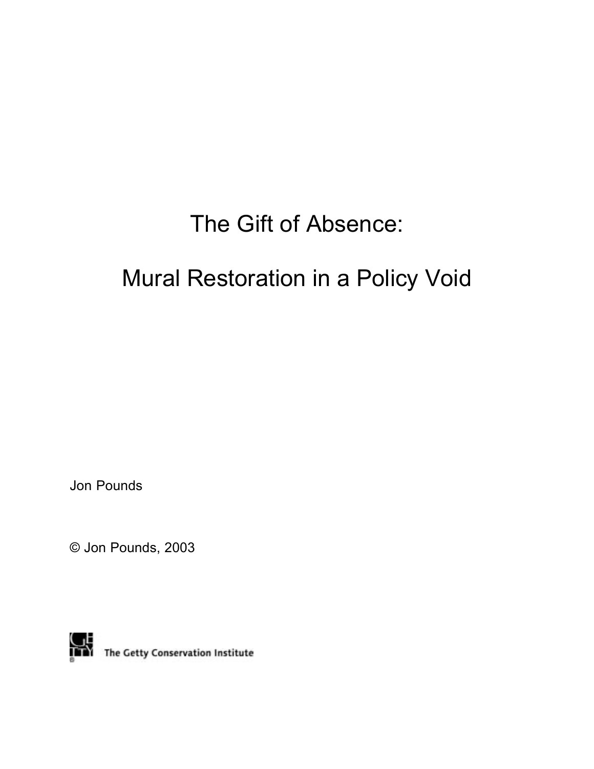# The Gift of Absence:

# Mural Restoration in a Policy Void

Jon Pounds

© Jon Pounds, 2003

The Getty Conservation Institute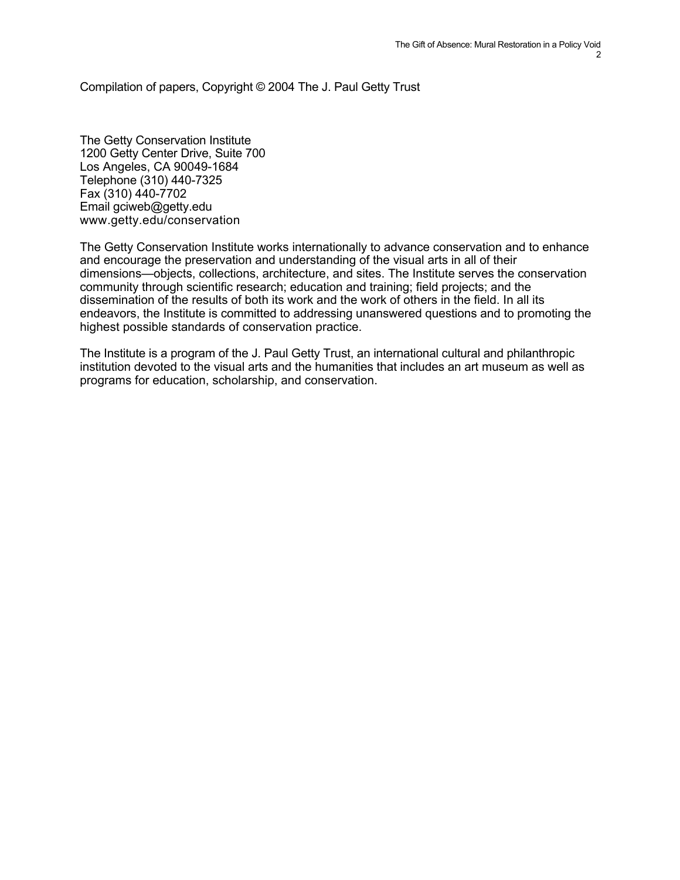Compilation of papers, Copyright © 2004 The J. Paul Getty Trust

The Getty Conservation Institute
1200 Getty Center Drive, Suite 700
Los Angeles, CA 90049-1684
Telephone (310) 440-7325
Fax (310) 440-7702
Email gciweb@getty.edu
www.getty.edu/conservation

The Getty Conservation Institute works internationally to advance conservation and to enhance and encourage the preservation and understanding of the visual arts in all of their dimensions—objects, collections, architecture, and sites. The Institute serves the conservation community through scientific research; education and training; field projects; and the dissemination of the results of both its work and the work of others in the field. In all its endeavors, the Institute is committed to addressing unanswered questions and to promoting the highest possible standards of conservation practice.

The Institute is a program of the J. Paul Getty Trust, an international cultural and philanthropic institution devoted to the visual arts and the humanities that includes an art museum as well as programs for education, scholarship, and conservation.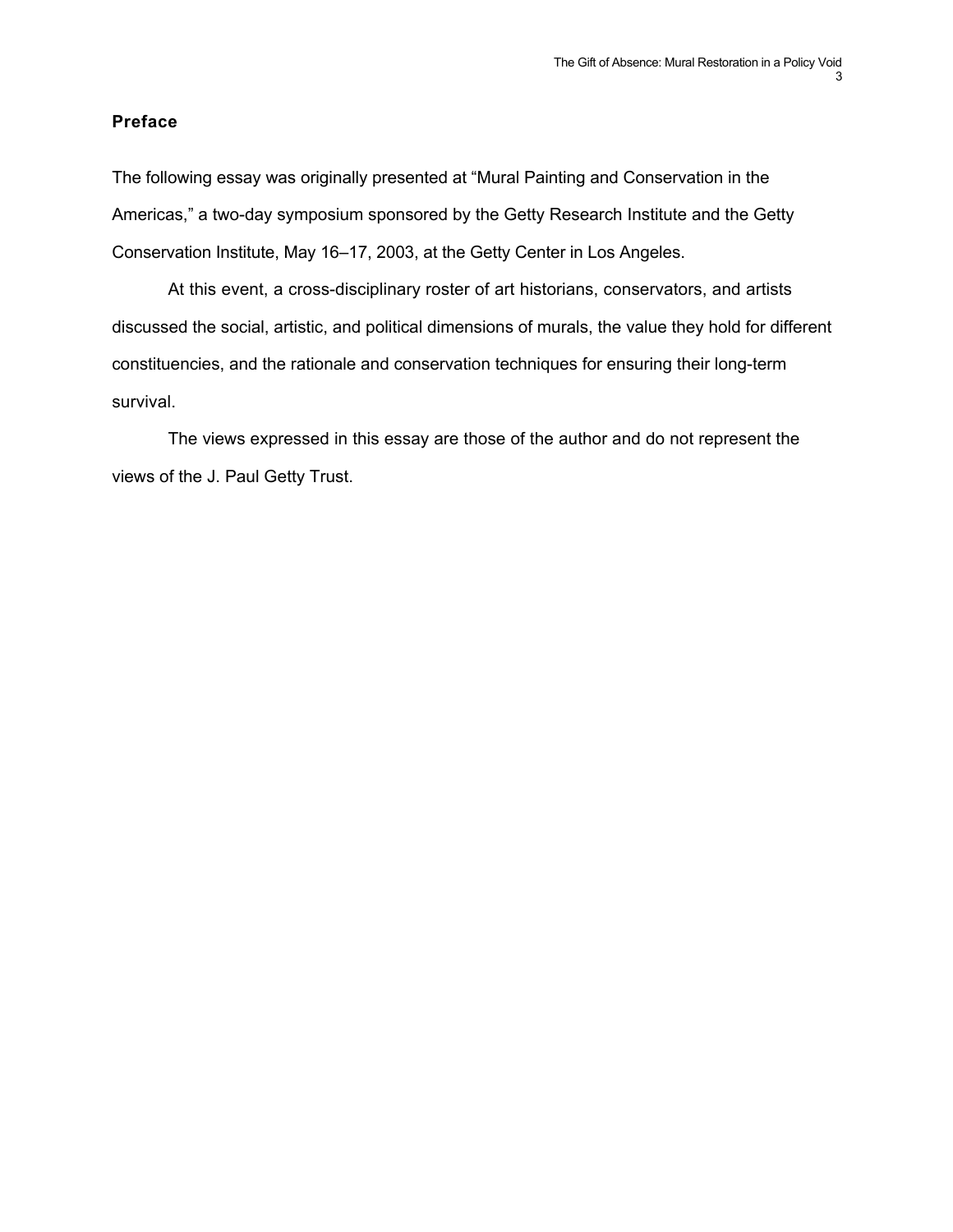## Preface

The following essay was originally presented at “Mural Painting and Conservation in the Americas,” a two-day symposium sponsored by the Getty Research Institute and the Getty Conservation Institute, May 16–17, 2003, at the Getty Center in Los Angeles.

At this event, a cross-disciplinary roster of art historians, conservators, and artists discussed the social, artistic, and political dimensions of murals, the value they hold for different constituencies, and the rationale and conservation techniques for ensuring their long-term survival.

The views expressed in this essay are those of the author and do not represent the views of the J. Paul Getty Trust.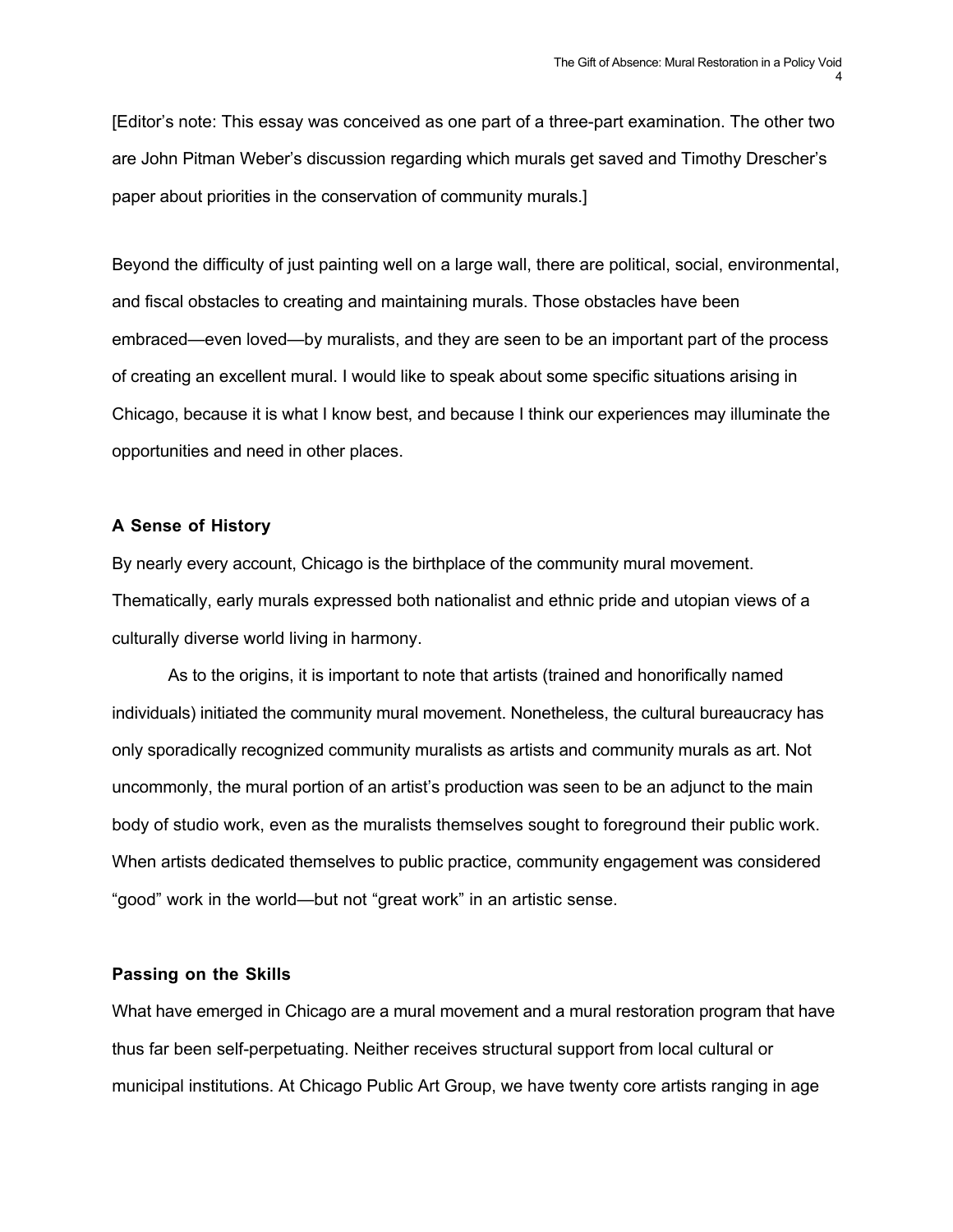[Editor's note: This essay was conceived as one part of a three-part examination. The other two are John Pitman Weber's discussion regarding which murals get saved and Timothy Drescher's paper about priorities in the conservation of community murals.]

Beyond the difficulty of just painting well on a large wall, there are political, social, environmental, and fiscal obstacles to creating and maintaining murals. Those obstacles have been embraced—even loved—by muralists, and they are seen to be an important part of the process of creating an excellent mural. I would like to speak about some specific situations arising in Chicago, because it is what I know best, and because I think our experiences may illuminate the opportunities and need in other places.

### A Sense of History

By nearly every account, Chicago is the birthplace of the community mural movement. Thematically, early murals expressed both nationalist and ethnic pride and utopian views of a culturally diverse world living in harmony.

As to the origins, it is important to note that artists (trained and honorifically named individuals) initiated the community mural movement. Nonetheless, the cultural bureaucracy has only sporadically recognized community muralists as artists and community murals as art. Not uncommonly, the mural portion of an artist's production was seen to be an adjunct to the main body of studio work, even as the muralists themselves sought to foreground their public work. When artists dedicated themselves to public practice, community engagement was considered "good" work in the world—but not "great work" in an artistic sense.

### Passing on the Skills

What have emerged in Chicago are a mural movement and a mural restoration program that have thus far been self-perpetuating. Neither receives structural support from local cultural or municipal institutions. At Chicago Public Art Group, we have twenty core artists ranging in age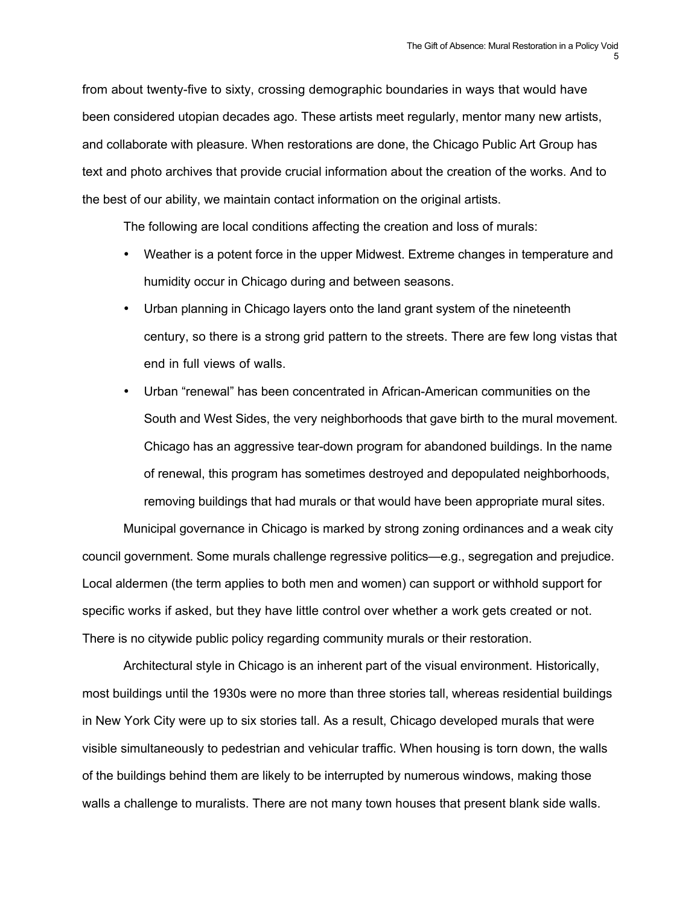from about twenty-five to sixty, crossing demographic boundaries in ways that would have been considered utopian decades ago. These artists meet regularly, mentor many new artists, and collaborate with pleasure. When restorations are done, the Chicago Public Art Group has text and photo archives that provide crucial information about the creation of the works. And to the best of our ability, we maintain contact information on the original artists.

The following are local conditions affecting the creation and loss of murals:

- Weather is a potent force in the upper Midwest. Extreme changes in temperature and humidity occur in Chicago during and between seasons.
- Urban planning in Chicago layers onto the land grant system of the nineteenth century, so there is a strong grid pattern to the streets. There are few long vistas that end in full views of walls.
- Urban "renewal" has been concentrated in African-American communities on the South and West Sides, the very neighborhoods that gave birth to the mural movement. Chicago has an aggressive tear-down program for abandoned buildings. In the name of renewal, this program has sometimes destroyed and depopulated neighborhoods, removing buildings that had murals or that would have been appropriate mural sites.

Municipal governance in Chicago is marked by strong zoning ordinances and a weak city council government. Some murals challenge regressive politics—e.g., segregation and prejudice. Local aldermen (the term applies to both men and women) can support or withhold support for specific works if asked, but they have little control over whether a work gets created or not. There is no citywide public policy regarding community murals or their restoration.

Architectural style in Chicago is an inherent part of the visual environment. Historically, most buildings until the 1930s were no more than three stories tall, whereas residential buildings in New York City were up to six stories tall. As a result, Chicago developed murals that were visible simultaneously to pedestrian and vehicular traffic. When housing is torn down, the walls of the buildings behind them are likely to be interrupted by numerous windows, making those walls a challenge to muralists. There are not many town houses that present blank side walls.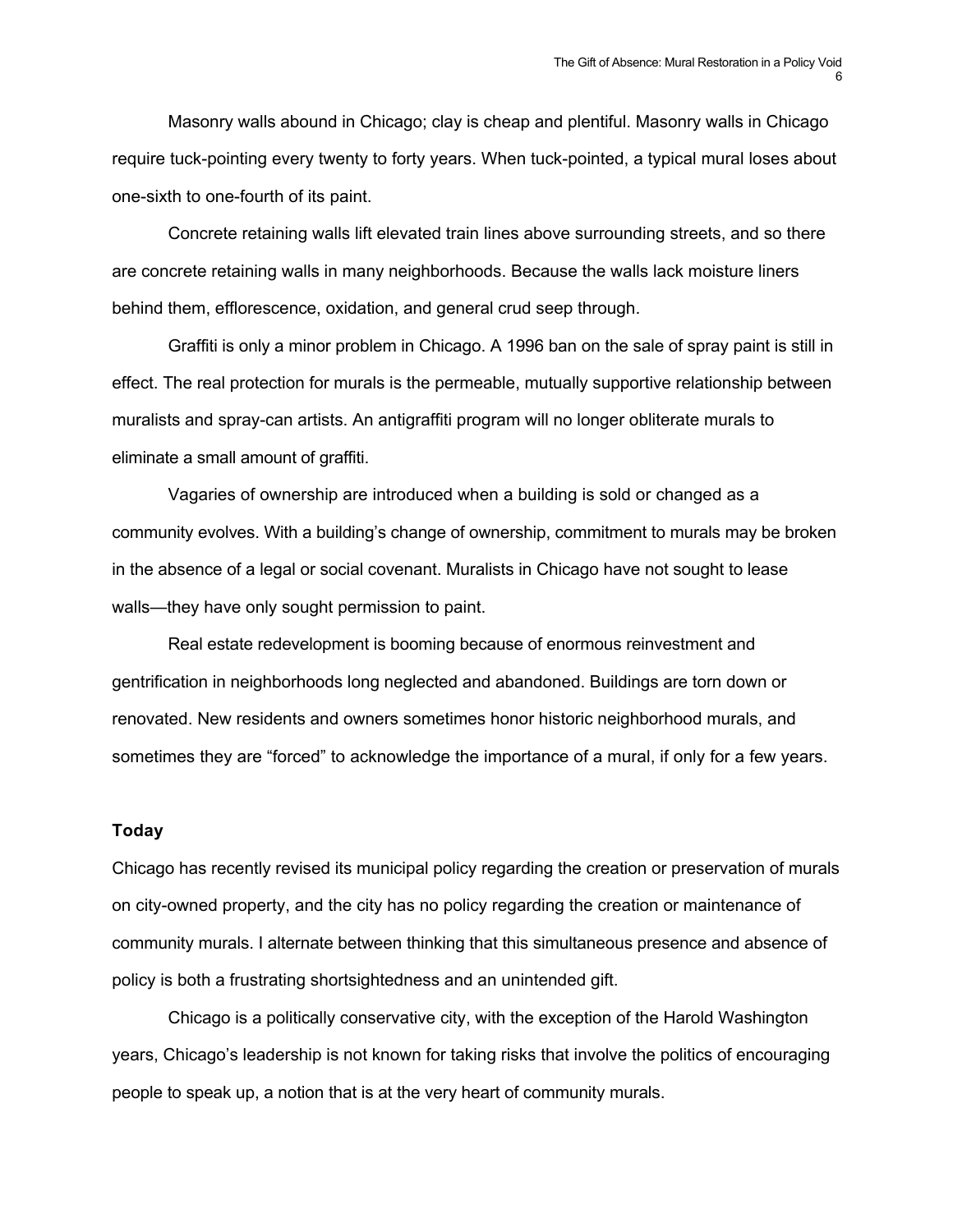Masonry walls abound in Chicago; clay is cheap and plentiful. Masonry walls in Chicago require tuck-pointing every twenty to forty years. When tuck-pointed, a typical mural loses about one-sixth to one-fourth of its paint.

Concrete retaining walls lift elevated train lines above surrounding streets, and so there are concrete retaining walls in many neighborhoods. Because the walls lack moisture liners behind them, efflorescence, oxidation, and general crud seep through.

Graffiti is only a minor problem in Chicago. A 1996 ban on the sale of spray paint is still in effect. The real protection for murals is the permeable, mutually supportive relationship between muralists and spray-can artists. An antigraffiti program will no longer obliterate murals to eliminate a small amount of graffiti.

Vagaries of ownership are introduced when a building is sold or changed as a community evolves. With a building's change of ownership, commitment to murals may be broken in the absence of a legal or social covenant. Muralists in Chicago have not sought to lease walls—they have only sought permission to paint.

Real estate redevelopment is booming because of enormous reinvestment and gentrification in neighborhoods long neglected and abandoned. Buildings are torn down or renovated. New residents and owners sometimes honor historic neighborhood murals, and sometimes they are "forced" to acknowledge the importance of a mural, if only for a few years.

### Today

Chicago has recently revised its municipal policy regarding the creation or preservation of murals on city-owned property, and the city has no policy regarding the creation or maintenance of community murals. I alternate between thinking that this simultaneous presence and absence of policy is both a frustrating shortsightedness and an unintended gift.

Chicago is a politically conservative city, with the exception of the Harold Washington years, Chicago's leadership is not known for taking risks that involve the politics of encouraging people to speak up, a notion that is at the very heart of community murals.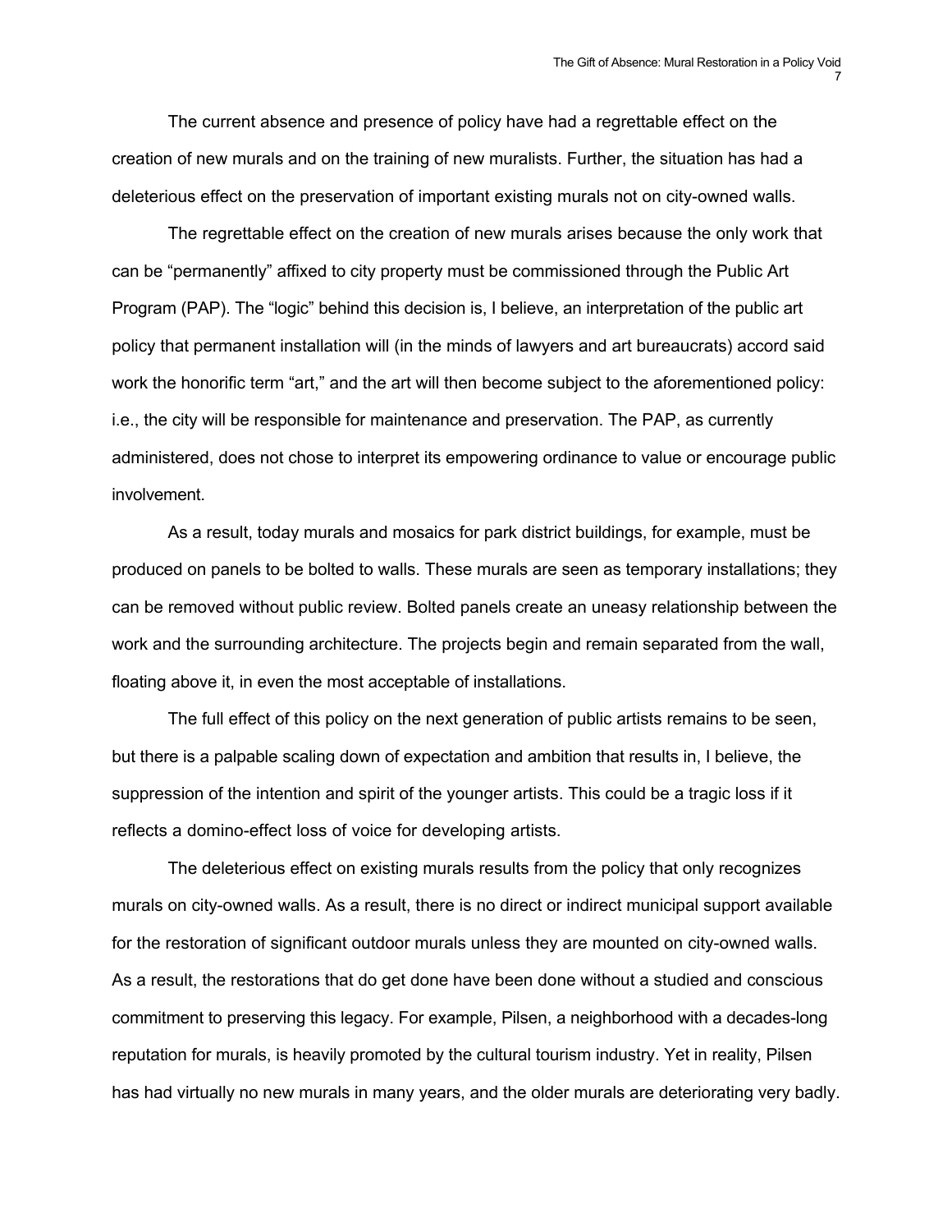The current absence and presence of policy have had a regrettable effect on the creation of new murals and on the training of new muralists. Further, the situation has had a deleterious effect on the preservation of important existing murals not on city-owned walls.

The regrettable effect on the creation of new murals arises because the only work that can be “permanently” affixed to city property must be commissioned through the Public Art Program (PAP). The “logic” behind this decision is, I believe, an interpretation of the public art policy that permanent installation will (in the minds of lawyers and art bureaucrats) accord said work the honorific term “art,” and the art will then become subject to the aforementioned policy: i.e., the city will be responsible for maintenance and preservation. The PAP, as currently administered, does not chose to interpret its empowering ordinance to value or encourage public involvement.

As a result, today murals and mosaics for park district buildings, for example, must be produced on panels to be bolted to walls. These murals are seen as temporary installations; they can be removed without public review. Bolted panels create an uneasy relationship between the work and the surrounding architecture. The projects begin and remain separated from the wall, floating above it, in even the most acceptable of installations.

The full effect of this policy on the next generation of public artists remains to be seen, but there is a palpable scaling down of expectation and ambition that results in, I believe, the suppression of the intention and spirit of the younger artists. This could be a tragic loss if it reflects a domino-effect loss of voice for developing artists.

The deleterious effect on existing murals results from the policy that only recognizes murals on city-owned walls. As a result, there is no direct or indirect municipal support available for the restoration of significant outdoor murals unless they are mounted on city-owned walls. As a result, the restorations that do get done have been done without a studied and conscious commitment to preserving this legacy. For example, Pilsen, a neighborhood with a decades-long reputation for murals, is heavily promoted by the cultural tourism industry. Yet in reality, Pilsen has had virtually no new murals in many years, and the older murals are deteriorating very badly.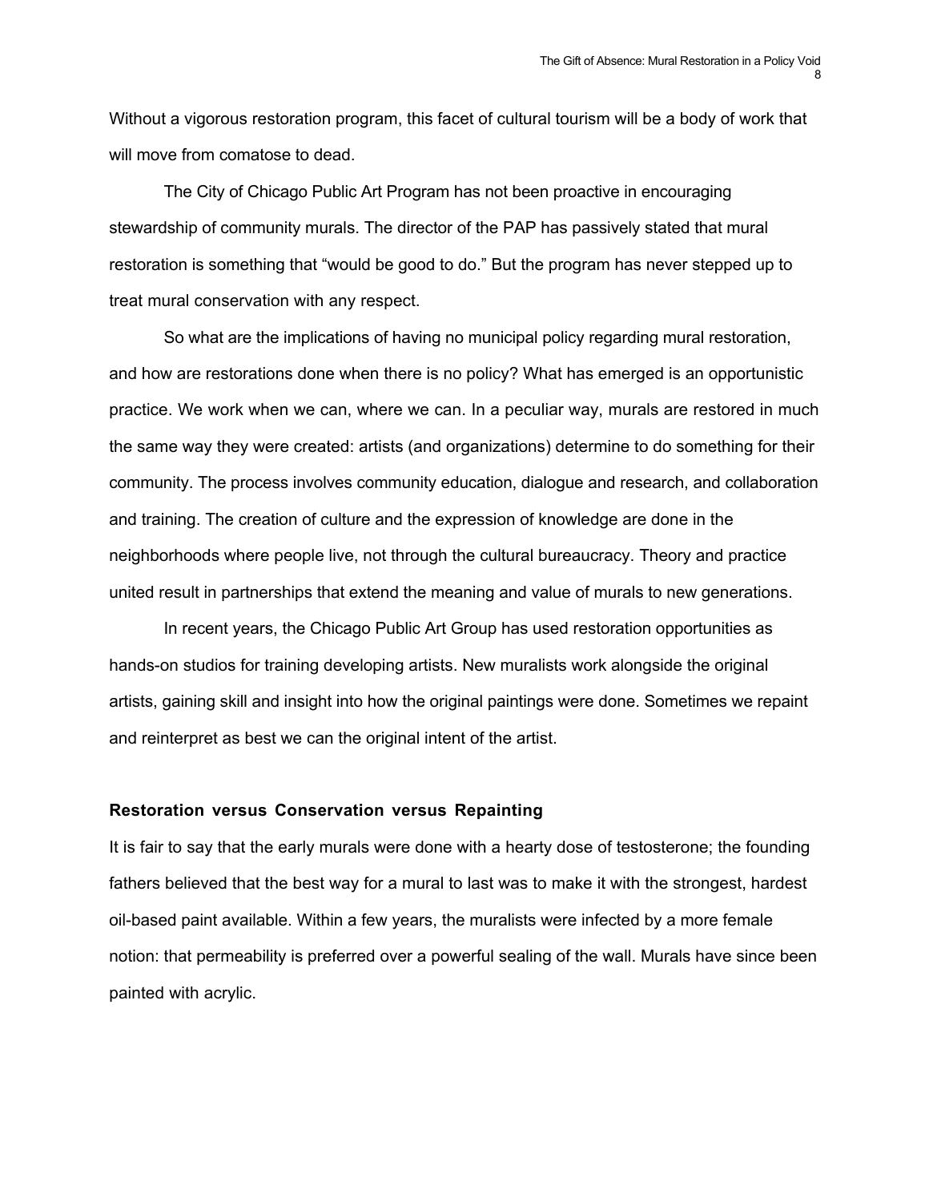Without a vigorous restoration program, this facet of cultural tourism will be a body of work that will move from comatose to dead.

The City of Chicago Public Art Program has not been proactive in encouraging stewardship of community murals. The director of the PAP has passively stated that mural restoration is something that "would be good to do." But the program has never stepped up to treat mural conservation with any respect.

So what are the implications of having no municipal policy regarding mural restoration, and how are restorations done when there is no policy? What has emerged is an opportunistic practice. We work when we can, where we can. In a peculiar way, murals are restored in much the same way they were created: artists (and organizations) determine to do something for their community. The process involves community education, dialogue and research, and collaboration and training. The creation of culture and the expression of knowledge are done in the neighborhoods where people live, not through the cultural bureaucracy. Theory and practice united result in partnerships that extend the meaning and value of murals to new generations.

In recent years, the Chicago Public Art Group has used restoration opportunities as hands-on studios for training developing artists. New muralists work alongside the original artists, gaining skill and insight into how the original paintings were done. Sometimes we repaint and reinterpret as best we can the original intent of the artist.

## Restoration versus Conservation versus Repainting

It is fair to say that the early murals were done with a hearty dose of testosterone; the founding fathers believed that the best way for a mural to last was to make it with the strongest, hardest oil-based paint available. Within a few years, the muralists were infected by a more female notion: that permeability is preferred over a powerful sealing of the wall. Murals have since been painted with acrylic.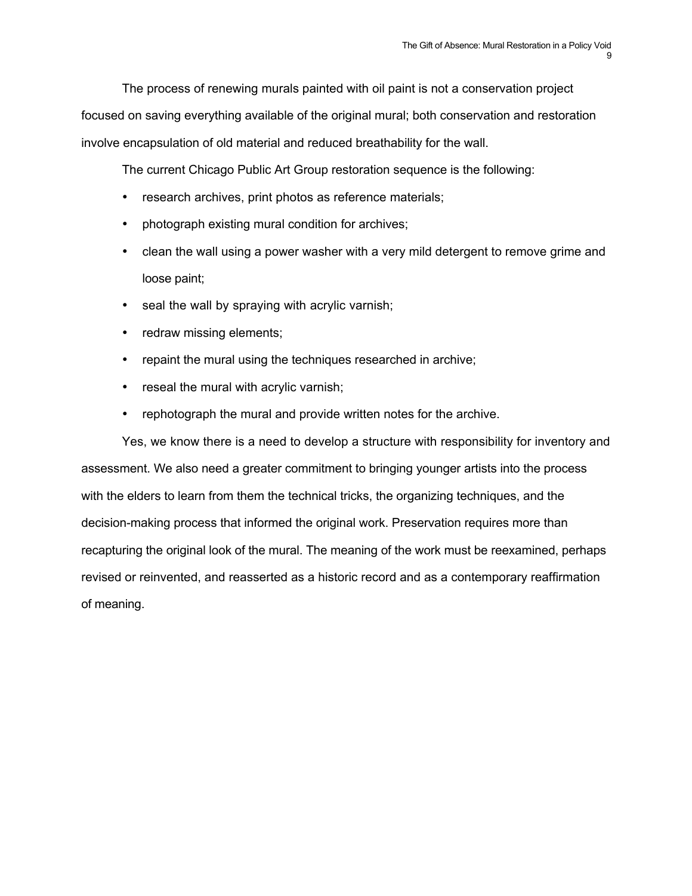The process of renewing murals painted with oil paint is not a conservation project focused on saving everything available of the original mural; both conservation and restoration involve encapsulation of old material and reduced breathability for the wall.

The current Chicago Public Art Group restoration sequence is the following:

- research archives, print photos as reference materials;
- photograph existing mural condition for archives;
- clean the wall using a power washer with a very mild detergent to remove grime and loose paint;
- seal the wall by spraying with acrylic varnish;
- redraw missing elements;
- repaint the mural using the techniques researched in archive;
- reseal the mural with acrylic varnish;
- rephotograph the mural and provide written notes for the archive.

Yes, we know there is a need to develop a structure with responsibility for inventory and assessment. We also need a greater commitment to bringing younger artists into the process with the elders to learn from them the technical tricks, the organizing techniques, and the decision-making process that informed the original work. Preservation requires more than recapturing the original look of the mural. The meaning of the work must be reexamined, perhaps revised or reinvented, and reasserted as a historic record and as a contemporary reaffirmation of meaning.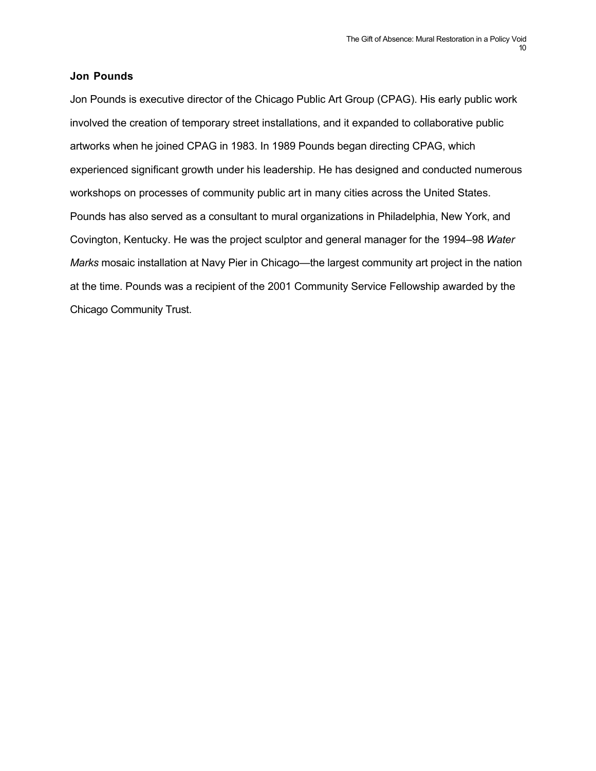**Jon Pounds**

Jon Pounds is executive director of the Chicago Public Art Group (CPAG). His early public work involved the creation of temporary street installations, and it expanded to collaborative public artworks when he joined CPAG in 1983. In 1989 Pounds began directing CPAG, which experienced significant growth under his leadership. He has designed and conducted numerous workshops on processes of community public art in many cities across the United States. Pounds has also served as a consultant to mural organizations in Philadelphia, New York, and Covington, Kentucky. He was the project sculptor and general manager for the 1994–98 *Water Marks* mosaic installation at Navy Pier in Chicago—the largest community art project in the nation at the time. Pounds was a recipient of the 2001 Community Service Fellowship awarded by the Chicago Community Trust.